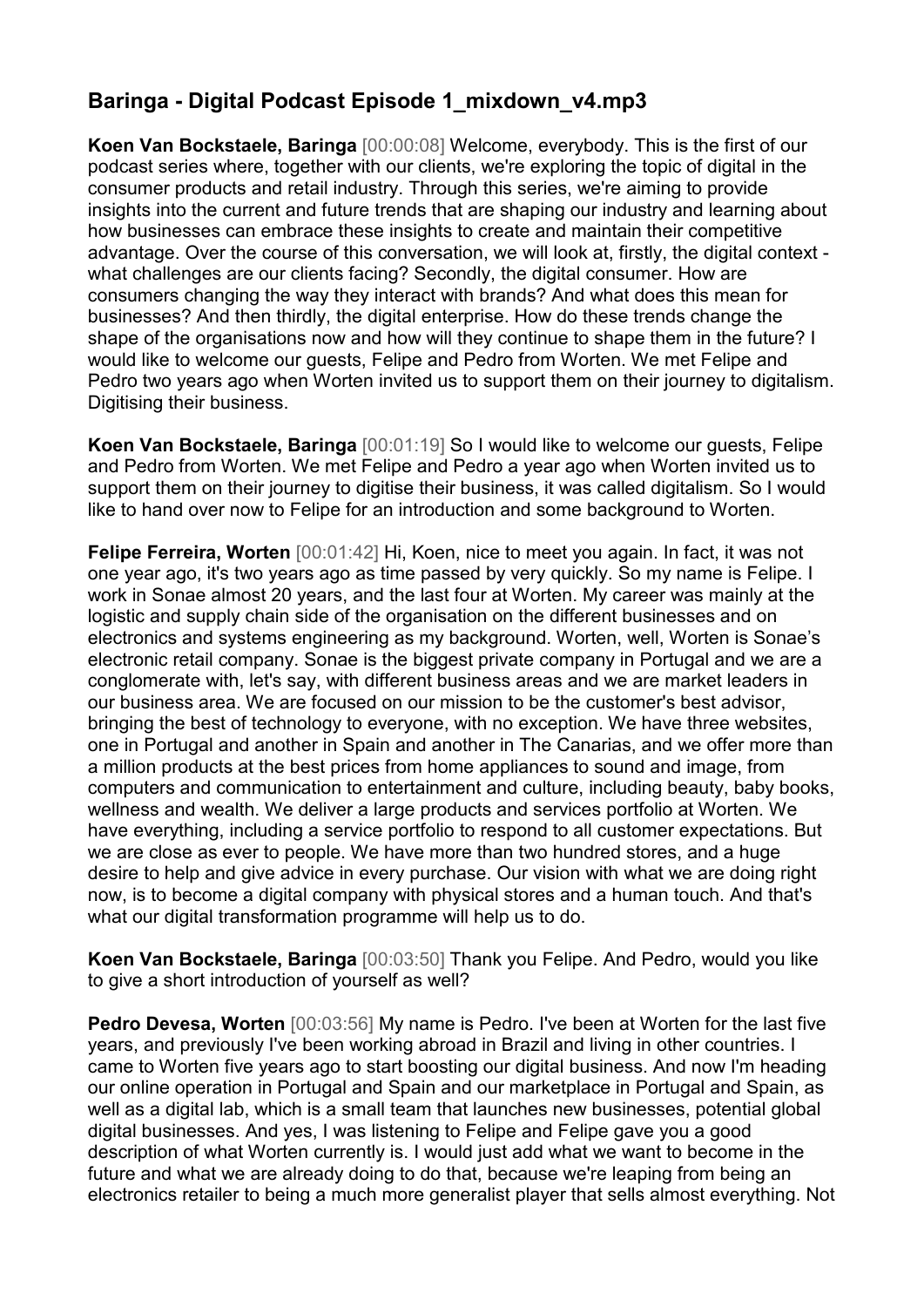# Baringa - Digital Podcast Episode 1_mixdown_v4.mp3

**Koen Van Bockstaele, Baringa** [00:00:08] Welcome, everybody. This is the first of our podcast series where, together with our clients, we're exploring the topic of digital in the consumer products and retail industry. Through this series, we're aiming to provide insights into the current and future trends that are shaping our industry and learning about how businesses can embrace these insights to create and maintain their competitive advantage. Over the course of this conversation, we will look at, firstly, the digital context - what challenges are our clients facing? Secondly, the digital consumer. How are consumers changing the way they interact with brands? And what does this mean for businesses? And then thirdly, the digital enterprise. How do these trends change the shape of the organisations now and how will they continue to shape them in the future? I would like to welcome our guests, Felipe and Pedro from Worten. We met Felipe and Pedro two years ago when Worten invited us to support them on their journey to digitalism. Digitising their business.

**Koen Van Bockstaele, Baringa** [00:01:19] So I would like to welcome our guests, Felipe and Pedro from Worten. We met Felipe and Pedro a year ago when Worten invited us to support them on their journey to digitise their business, it was called digitalism. So I would like to hand over now to Felipe for an introduction and some background to Worten.

**Felipe Ferreira, Worten** [00:01:42] Hi, Koen, nice to meet you again. In fact, it was not one year ago, it's two years ago as time passed by very quickly. So my name is Felipe. I work in Sonae almost 20 years, and the last four at Worten. My career was mainly at the logistic and supply chain side of the organisation on the different businesses and on electronics and systems engineering as my background. Worten, well, Worten is Sonae's electronic retail company. Sonae is the biggest private company in Portugal and we are a conglomerate with, let's say, with different business areas and we are market leaders in our business area. We are focused on our mission to be the customer's best advisor, bringing the best of technology to everyone, with no exception. We have three websites, one in Portugal and another in Spain and another in The Canarias, and we offer more than a million products at the best prices from home appliances to sound and image, from computers and communication to entertainment and culture, including beauty, baby books, wellness and wealth. We deliver a large products and services portfolio at Worten. We have everything, including a service portfolio to respond to all customer expectations. But we are close as ever to people. We have more than two hundred stores, and a huge desire to help and give advice in every purchase. Our vision with what we are doing right now, is to become a digital company with physical stores and a human touch. And that's what our digital transformation programme will help us to do.

**Koen Van Bockstaele, Baringa** [00:03:50] Thank you Felipe. And Pedro, would you like to give a short introduction of yourself as well?

**Pedro Devesa, Worten** [00:03:56] My name is Pedro. I've been at Worten for the last five years, and previously I've been working abroad in Brazil and living in other countries. I came to Worten five years ago to start boosting our digital business. And now I'm heading our online operation in Portugal and Spain and our marketplace in Portugal and Spain, as well as a digital lab, which is a small team that launches new businesses, potential global digital businesses. And yes, I was listening to Felipe and Felipe gave you a good description of what Worten currently is. I would just add what we want to become in the future and what we are already doing to do that, because we're leaping from being an electronics retailer to being a much more generalist player that sells almost everything. Not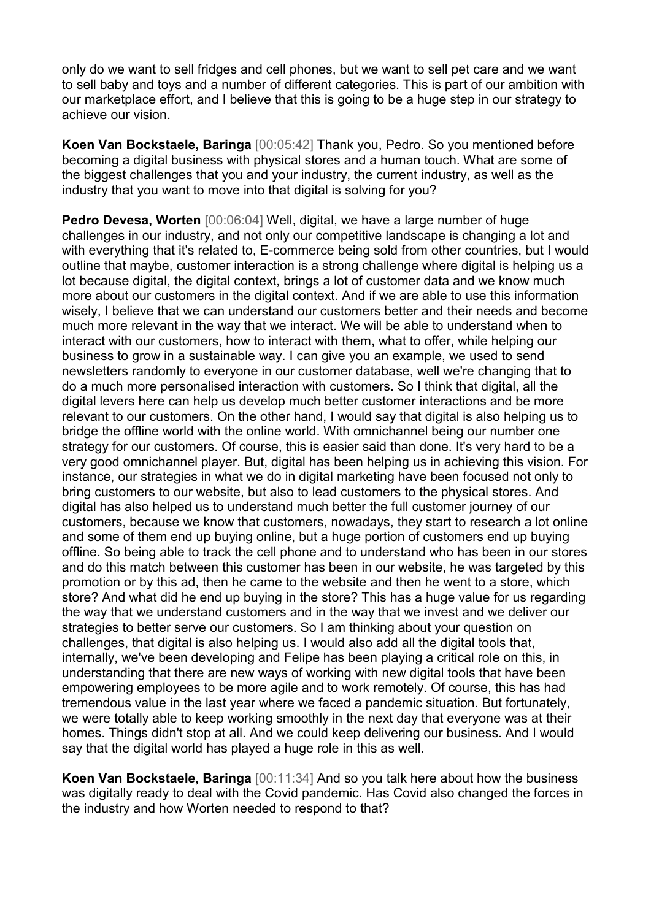only do we want to sell fridges and cell phones, but we want to sell pet care and we want to sell baby and toys and a number of different categories. This is part of our ambition with our marketplace effort, and I believe that this is going to be a huge step in our strategy to achieve our vision.

**Koen Van Bockstaele, Baringa** [00:05:42] Thank you, Pedro. So you mentioned before becoming a digital business with physical stores and a human touch. What are some of the biggest challenges that you and your industry, the current industry, as well as the industry that you want to move into that digital is solving for you?

**Pedro Devesa, Worten** [00:06:04] Well, digital, we have a large number of huge challenges in our industry, and not only our competitive landscape is changing a lot and with everything that it's related to, E-commerce being sold from other countries, but I would outline that maybe, customer interaction is a strong challenge where digital is helping us a lot because digital, the digital context, brings a lot of customer data and we know much more about our customers in the digital context. And if we are able to use this information wisely, I believe that we can understand our customers better and their needs and become much more relevant in the way that we interact. We will be able to understand when to interact with our customers, how to interact with them, what to offer, while helping our business to grow in a sustainable way. I can give you an example, we used to send newsletters randomly to everyone in our customer database, well we're changing that to do a much more personalised interaction with customers. So I think that digital, all the digital levers here can help us develop much better customer interactions and be more relevant to our customers. On the other hand, I would say that digital is also helping us to bridge the offline world with the online world. With omnichannel being our number one strategy for our customers. Of course, this is easier said than done. It's very hard to be a very good omnichannel player. But, digital has been helping us in achieving this vision. For instance, our strategies in what we do in digital marketing have been focused not only to bring customers to our website, but also to lead customers to the physical stores. And digital has also helped us to understand much better the full customer journey of our customers, because we know that customers, nowadays, they start to research a lot online and some of them end up buying online, but a huge portion of customers end up buying offline. So being able to track the cell phone and to understand who has been in our stores and do this match between this customer has been in our website, he was targeted by this promotion or by this ad, then he came to the website and then he went to a store, which store? And what did he end up buying in the store? This has a huge value for us regarding the way that we understand customers and in the way that we invest and we deliver our strategies to better serve our customers. So I am thinking about your question on challenges, that digital is also helping us. I would also add all the digital tools that, internally, we've been developing and Felipe has been playing a critical role on this, in understanding that there are new ways of working with new digital tools that have been empowering employees to be more agile and to work remotely. Of course, this has had tremendous value in the last year where we faced a pandemic situation. But fortunately, we were totally able to keep working smoothly in the next day that everyone was at their homes. Things didn't stop at all. And we could keep delivering our business. And I would say that the digital world has played a huge role in this as well.

**Koen Van Bockstaele, Baringa** [00:11:34] And so you talk here about how the business was digitally ready to deal with the Covid pandemic. Has Covid also changed the forces in the industry and how Worten needed to respond to that?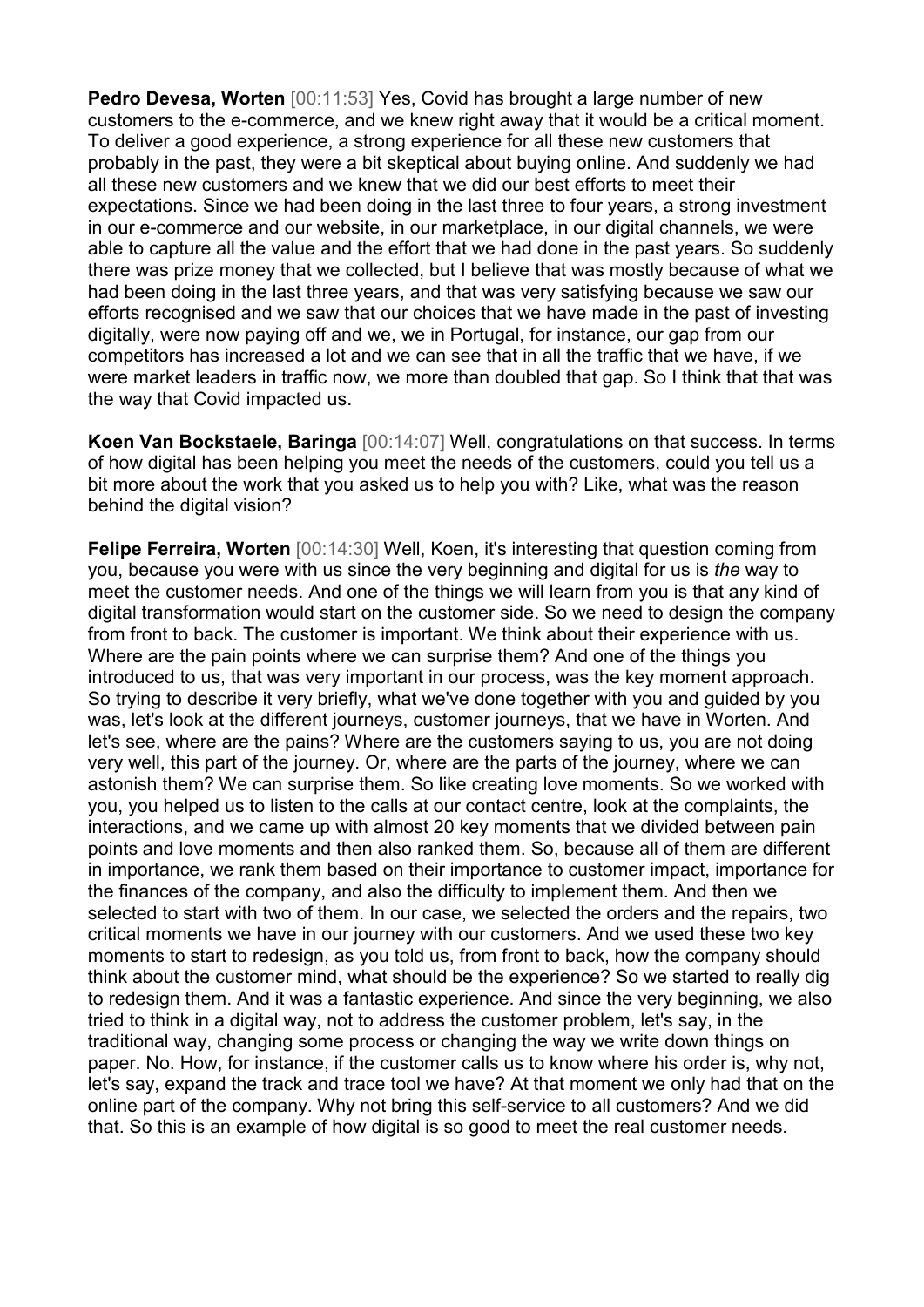**Pedro Devesa, Worten** [00:11:53] Yes, Covid has brought a large number of new customers to the e-commerce, and we knew right away that it would be a critical moment. To deliver a good experience, a strong experience for all these new customers that probably in the past, they were a bit skeptical about buying online. And suddenly we had all these new customers and we knew that we did our best efforts to meet their expectations. Since we had been doing in the last three to four years, a strong investment in our e-commerce and our website, in our marketplace, in our digital channels, we were able to capture all the value and the effort that we had done in the past years. So suddenly there was prize money that we collected, but I believe that was mostly because of what we had been doing in the last three years, and that was very satisfying because we saw our efforts recognised and we saw that our choices that we have made in the past of investing digitally, were now paying off and we, we in Portugal, for instance, our gap from our competitors has increased a lot and we can see that in all the traffic that we have, if we were market leaders in traffic now, we more than doubled that gap. So I think that that was the way that Covid impacted us.

**Koen Van Bockstaele, Baringa** [00:14:07] Well, congratulations on that success. In terms of how digital has been helping you meet the needs of the customers, could you tell us a bit more about the work that you asked us to help you with? Like, what was the reason behind the digital vision?

**Felipe Ferreira, Worten** [00:14:30] Well, Koen, it's interesting that question coming from you, because you were with us since the very beginning and digital for us is *the* way to meet the customer needs. And one of the things we will learn from you is that any kind of digital transformation would start on the customer side. So we need to design the company from front to back. The customer is important. We think about their experience with us. Where are the pain points where we can surprise them? And one of the things you introduced to us, that was very important in our process, was the key moment approach. So trying to describe it very briefly, what we've done together with you and guided by you was, let's look at the different journeys, customer journeys, that we have in Worten. And let's see, where are the pains? Where are the customers saying to us, you are not doing very well, this part of the journey. Or, where are the parts of the journey, where we can astonish them? We can surprise them. So like creating love moments. So we worked with you, you helped us to listen to the calls at our contact centre, look at the complaints, the interactions, and we came up with almost 20 key moments that we divided between pain points and love moments and then also ranked them. So, because all of them are different in importance, we rank them based on their importance to customer impact, importance for the finances of the company, and also the difficulty to implement them. And then we selected to start with two of them. In our case, we selected the orders and the repairs, two critical moments we have in our journey with our customers. And we used these two key moments to start to redesign, as you told us, from front to back, how the company should think about the customer mind, what should be the experience? So we started to really dig to redesign them. And it was a fantastic experience. And since the very beginning, we also tried to think in a digital way, not to address the customer problem, let's say, in the traditional way, changing some process or changing the way we write down things on paper. No. How, for instance, if the customer calls us to know where his order is, why not, let's say, expand the track and trace tool we have? At that moment we only had that on the online part of the company. Why not bring this self-service to all customers? And we did that. So this is an example of how digital is so good to meet the real customer needs.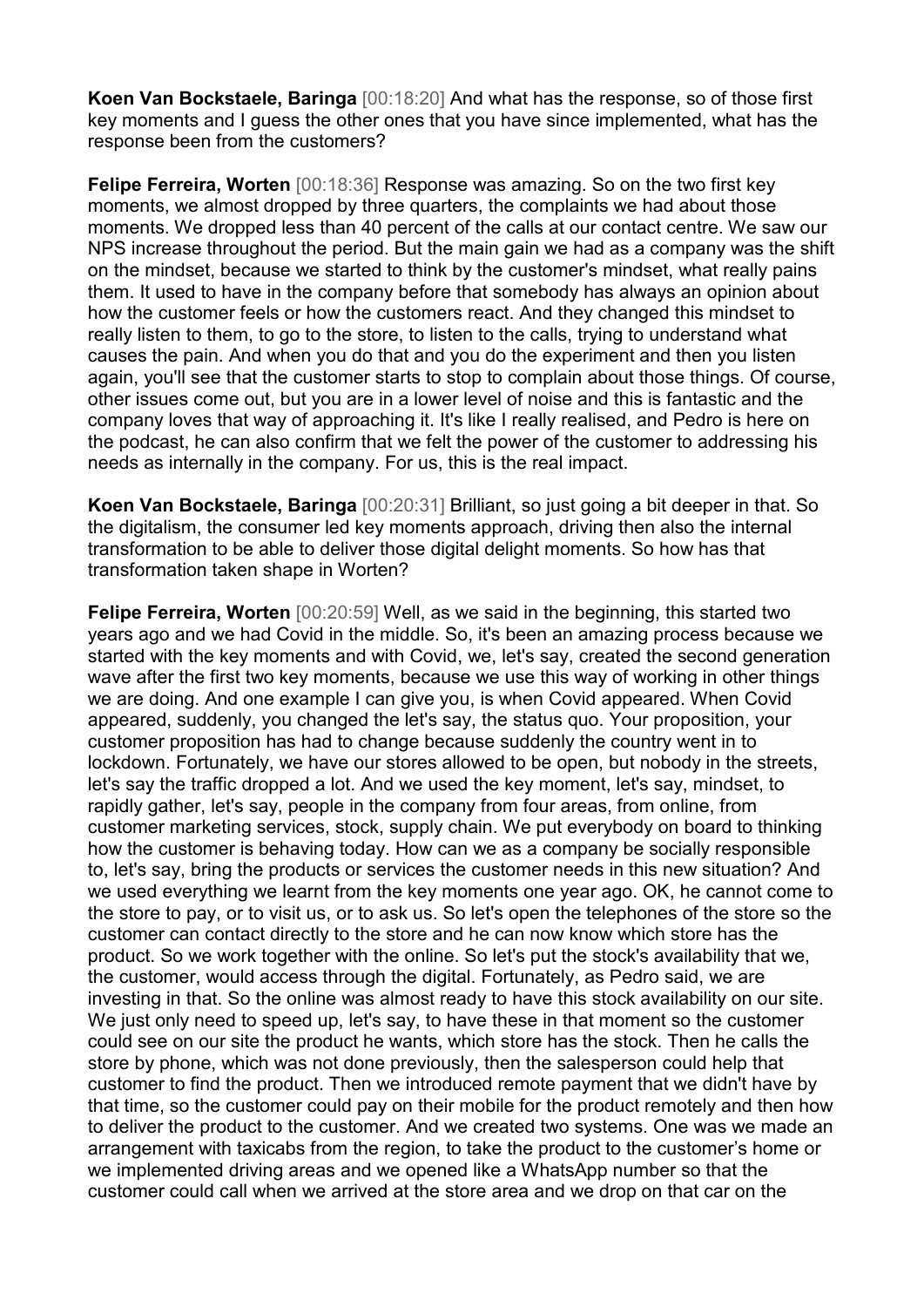**Koen Van Bockstaele, Baringa** [00:18:20] And what has the response, so of those first key moments and I guess the other ones that you have since implemented, what has the response been from the customers?

**Felipe Ferreira, Worten** [00:18:36] Response was amazing. So on the two first key moments, we almost dropped by three quarters, the complaints we had about those moments. We dropped less than 40 percent of the calls at our contact centre. We saw our NPS increase throughout the period. But the main gain we had as a company was the shift on the mindset, because we started to think by the customer's mindset, what really pains them. It used to have in the company before that somebody has always an opinion about how the customer feels or how the customers react. And they changed this mindset to really listen to them, to go to the store, to listen to the calls, trying to understand what causes the pain. And when you do that and you do the experiment and then you listen again, you'll see that the customer starts to stop to complain about those things. Of course, other issues come out, but you are in a lower level of noise and this is fantastic and the company loves that way of approaching it. It's like I really realised, and Pedro is here on the podcast, he can also confirm that we felt the power of the customer to addressing his needs as internally in the company. For us, this is the real impact.

**Koen Van Bockstaele, Baringa** [00:20:31] Brilliant, so just going a bit deeper in that. So the digitalism, the consumer led key moments approach, driving then also the internal transformation to be able to deliver those digital delight moments. So how has that transformation taken shape in Worten?

**Felipe Ferreira, Worten** [00:20:59] Well, as we said in the beginning, this started two years ago and we had Covid in the middle. So, it's been an amazing process because we started with the key moments and with Covid, we, let's say, created the second generation wave after the first two key moments, because we use this way of working in other things we are doing. And one example I can give you, is when Covid appeared. When Covid appeared, suddenly, you changed the let's say, the status quo. Your proposition, your customer proposition has had to change because suddenly the country went in to lockdown. Fortunately, we have our stores allowed to be open, but nobody in the streets, let's say the traffic dropped a lot. And we used the key moment, let's say, mindset, to rapidly gather, let's say, people in the company from four areas, from online, from customer marketing services, stock, supply chain. We put everybody on board to thinking how the customer is behaving today. How can we as a company be socially responsible to, let's say, bring the products or services the customer needs in this new situation? And we used everything we learnt from the key moments one year ago. OK, he cannot come to the store to pay, or to visit us, or to ask us. So let's open the telephones of the store so the customer can contact directly to the store and he can now know which store has the product. So we work together with the online. So let's put the stock's availability that we, the customer, would access through the digital. Fortunately, as Pedro said, we are investing in that. So the online was almost ready to have this stock availability on our site. We just only need to speed up, let's say, to have these in that moment so the customer could see on our site the product he wants, which store has the stock. Then he calls the store by phone, which was not done previously, then the salesperson could help that customer to find the product. Then we introduced remote payment that we didn't have by that time, so the customer could pay on their mobile for the product remotely and then how to deliver the product to the customer. And we created two systems. One was we made an arrangement with taxicabs from the region, to take the product to the customer's home or we implemented driving areas and we opened like a WhatsApp number so that the customer could call when we arrived at the store area and we drop on that car on the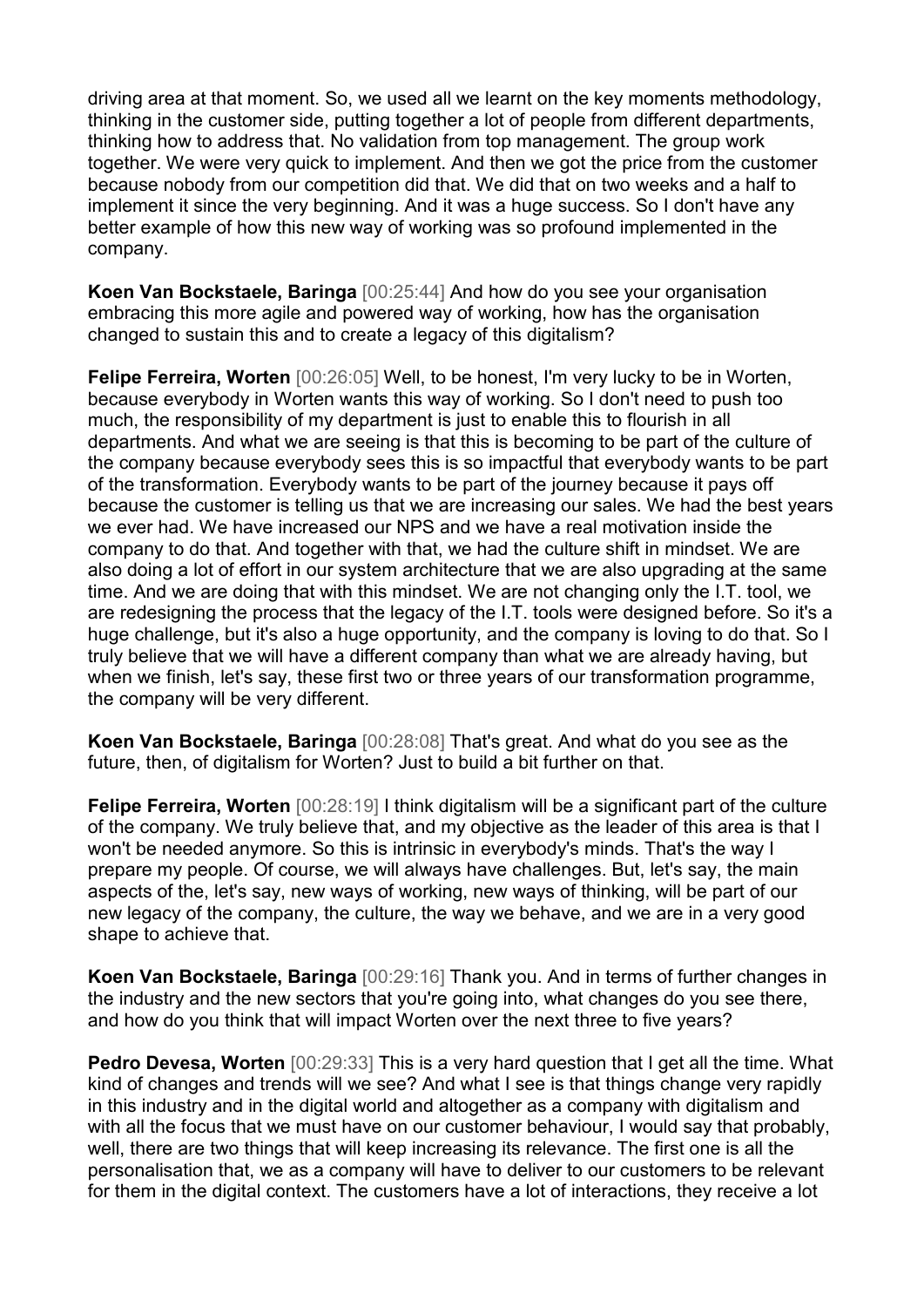driving area at that moment. So, we used all we learnt on the key moments methodology, thinking in the customer side, putting together a lot of people from different departments, thinking how to address that. No validation from top management. The group work together. We were very quick to implement. And then we got the price from the customer because nobody from our competition did that. We did that on two weeks and a half to implement it since the very beginning. And it was a huge success. So I don't have any better example of how this new way of working was so profound implemented in the company.

**Koen Van Bockstaele, Baringa** [00:25:44] And how do you see your organisation embracing this more agile and powered way of working, how has the organisation changed to sustain this and to create a legacy of this digitalism?

**Felipe Ferreira, Worten** [00:26:05] Well, to be honest, I'm very lucky to be in Worten, because everybody in Worten wants this way of working. So I don't need to push too much, the responsibility of my department is just to enable this to flourish in all departments. And what we are seeing is that this is becoming to be part of the culture of the company because everybody sees this is so impactful that everybody wants to be part of the transformation. Everybody wants to be part of the journey because it pays off because the customer is telling us that we are increasing our sales. We had the best years we ever had. We have increased our NPS and we have a real motivation inside the company to do that. And together with that, we had the culture shift in mindset. We are also doing a lot of effort in our system architecture that we are also upgrading at the same time. And we are doing that with this mindset. We are not changing only the I.T. tool, we are redesigning the process that the legacy of the I.T. tools were designed before. So it's a huge challenge, but it's also a huge opportunity, and the company is loving to do that. So I truly believe that we will have a different company than what we are already having, but when we finish, let's say, these first two or three years of our transformation programme, the company will be very different.

**Koen Van Bockstaele, Baringa** [00:28:08] That's great. And what do you see as the future, then, of digitalism for Worten? Just to build a bit further on that.

**Felipe Ferreira, Worten** [00:28:19] I think digitalism will be a significant part of the culture of the company. We truly believe that, and my objective as the leader of this area is that I won't be needed anymore. So this is intrinsic in everybody's minds. That's the way I prepare my people. Of course, we will always have challenges. But, let's say, the main aspects of the, let's say, new ways of working, new ways of thinking, will be part of our new legacy of the company, the culture, the way we behave, and we are in a very good shape to achieve that.

**Koen Van Bockstaele, Baringa** [00:29:16] Thank you. And in terms of further changes in the industry and the new sectors that you're going into, what changes do you see there, and how do you think that will impact Worten over the next three to five years?

**Pedro Devesa, Worten** [00:29:33] This is a very hard question that I get all the time. What kind of changes and trends will we see? And what I see is that things change very rapidly in this industry and in the digital world and altogether as a company with digitalism and with all the focus that we must have on our customer behaviour, I would say that probably, well, there are two things that will keep increasing its relevance. The first one is all the personalisation that, we as a company will have to deliver to our customers to be relevant for them in the digital context. The customers have a lot of interactions, they receive a lot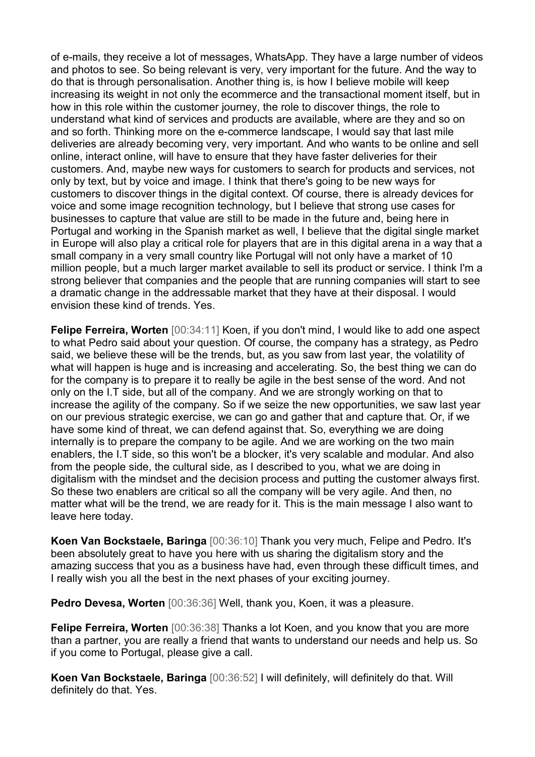of e-mails, they receive a lot of messages, WhatsApp. They have a large number of videos and photos to see. So being relevant is very, very important for the future. And the way to do that is through personalisation. Another thing is, is how I believe mobile will keep increasing its weight in not only the ecommerce and the transactional moment itself, but in how in this role within the customer journey, the role to discover things, the role to understand what kind of services and products are available, where are they and so on and so forth. Thinking more on the e-commerce landscape, I would say that last mile deliveries are already becoming very, very important. And who wants to be online and sell online, interact online, will have to ensure that they have faster deliveries for their customers. And, maybe new ways for customers to search for products and services, not only by text, but by voice and image. I think that there's going to be new ways for customers to discover things in the digital context. Of course, there is already devices for voice and some image recognition technology, but I believe that strong use cases for businesses to capture that value are still to be made in the future and, being here in Portugal and working in the Spanish market as well, I believe that the digital single market in Europe will also play a critical role for players that are in this digital arena in a way that a small company in a very small country like Portugal will not only have a market of 10 million people, but a much larger market available to sell its product or service. I think I'm a strong believer that companies and the people that are running companies will start to see a dramatic change in the addressable market that they have at their disposal. I would envision these kind of trends. Yes.

**Felipe Ferreira, Worten** [00:34:11] Koen, if you don't mind, I would like to add one aspect to what Pedro said about your question. Of course, the company has a strategy, as Pedro said, we believe these will be the trends, but, as you saw from last year, the volatility of what will happen is huge and is increasing and accelerating. So, the best thing we can do for the company is to prepare it to really be agile in the best sense of the word. And not only on the I.T side, but all of the company. And we are strongly working on that to increase the agility of the company. So if we seize the new opportunities, we saw last year on our previous strategic exercise, we can go and gather that and capture that. Or, if we have some kind of threat, we can defend against that. So, everything we are doing internally is to prepare the company to be agile. And we are working on the two main enablers, the I.T side, so this won't be a blocker, it's very scalable and modular. And also from the people side, the cultural side, as I described to you, what we are doing in digitalism with the mindset and the decision process and putting the customer always first. So these two enablers are critical so all the company will be very agile. And then, no matter what will be the trend, we are ready for it. This is the main message I also want to leave here today.

**Koen Van Bockstaele, Baringa** [00:36:10] Thank you very much, Felipe and Pedro. It's been absolutely great to have you here with us sharing the digitalism story and the amazing success that you as a business have had, even through these difficult times, and I really wish you all the best in the next phases of your exciting journey.

**Pedro Devesa, Worten** [00:36:36] Well, thank you, Koen, it was a pleasure.

**Felipe Ferreira, Worten** [00:36:38] Thanks a lot Koen, and you know that you are more than a partner, you are really a friend that wants to understand our needs and help us. So if you come to Portugal, please give a call.

**Koen Van Bockstaele, Baringa** [00:36:52] I will definitely, will definitely do that. Will definitely do that. Yes.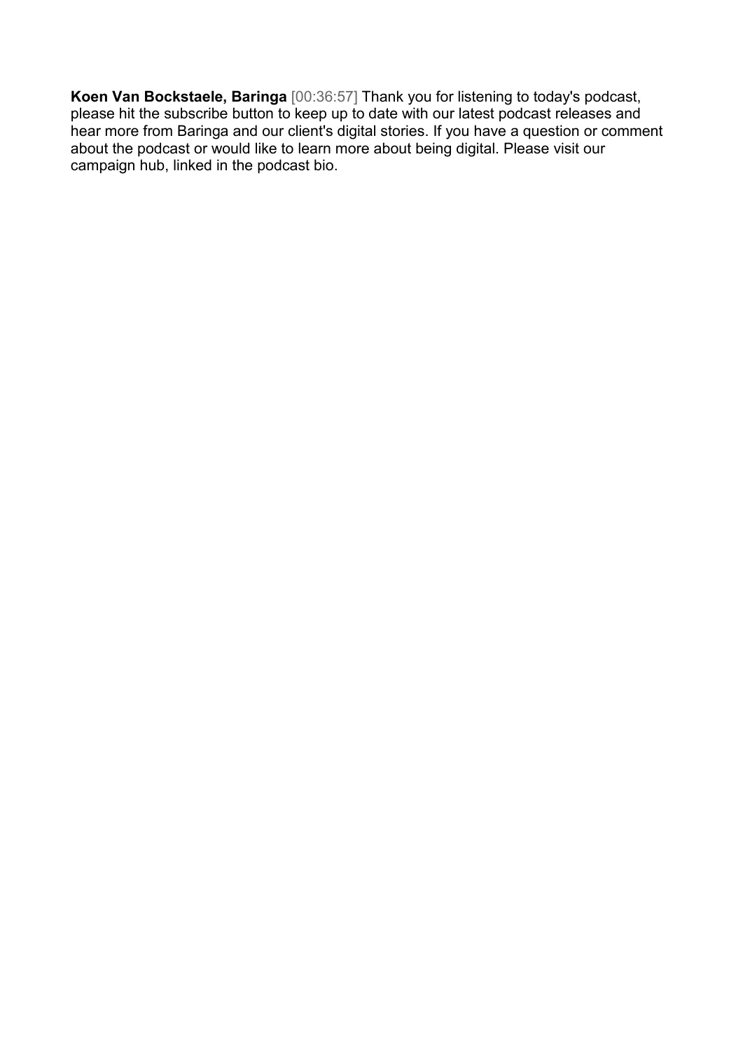**Koen Van Bockstaele, Baringa** [00:36:57] Thank you for listening to today's podcast, please hit the subscribe button to keep up to date with our latest podcast releases and hear more from Baringa and our client's digital stories. If you have a question or comment about the podcast or would like to learn more about being digital. Please visit our campaign hub, linked in the podcast bio.